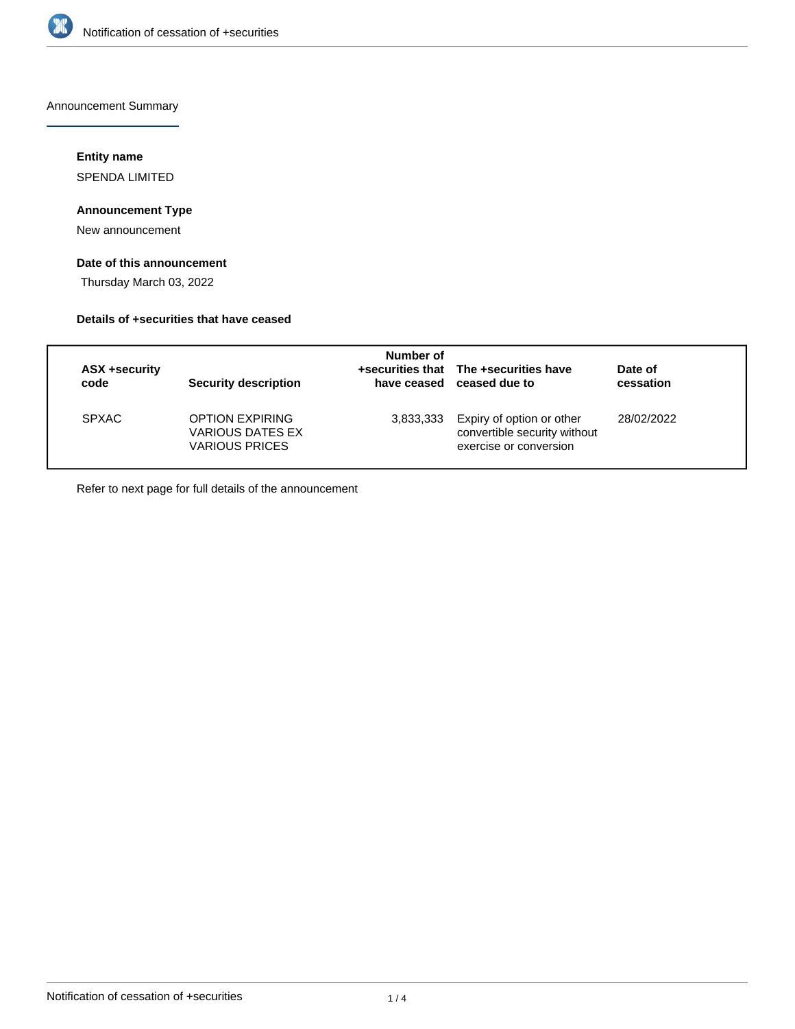Announcement Summary

#### Entity name

SPENDA LIMITED

#### Announcement Type

New announcement

#### Date of this announcement

Thursday March 03, 2022

#### Details of +securities that have ceased

| ASX +security code | Security description | Number of +securities that have ceased | The +securities have ceased due to | Date of cessation |
|---|---|---|---|---|
| SPXAC | OPTION EXPIRING VARIOUS DATES EX VARIOUS PRICES | 3,833,333 | Expiry of option or other convertible security without exercise or conversion | 28/02/2022 |

Refer to next page for full details of the announcement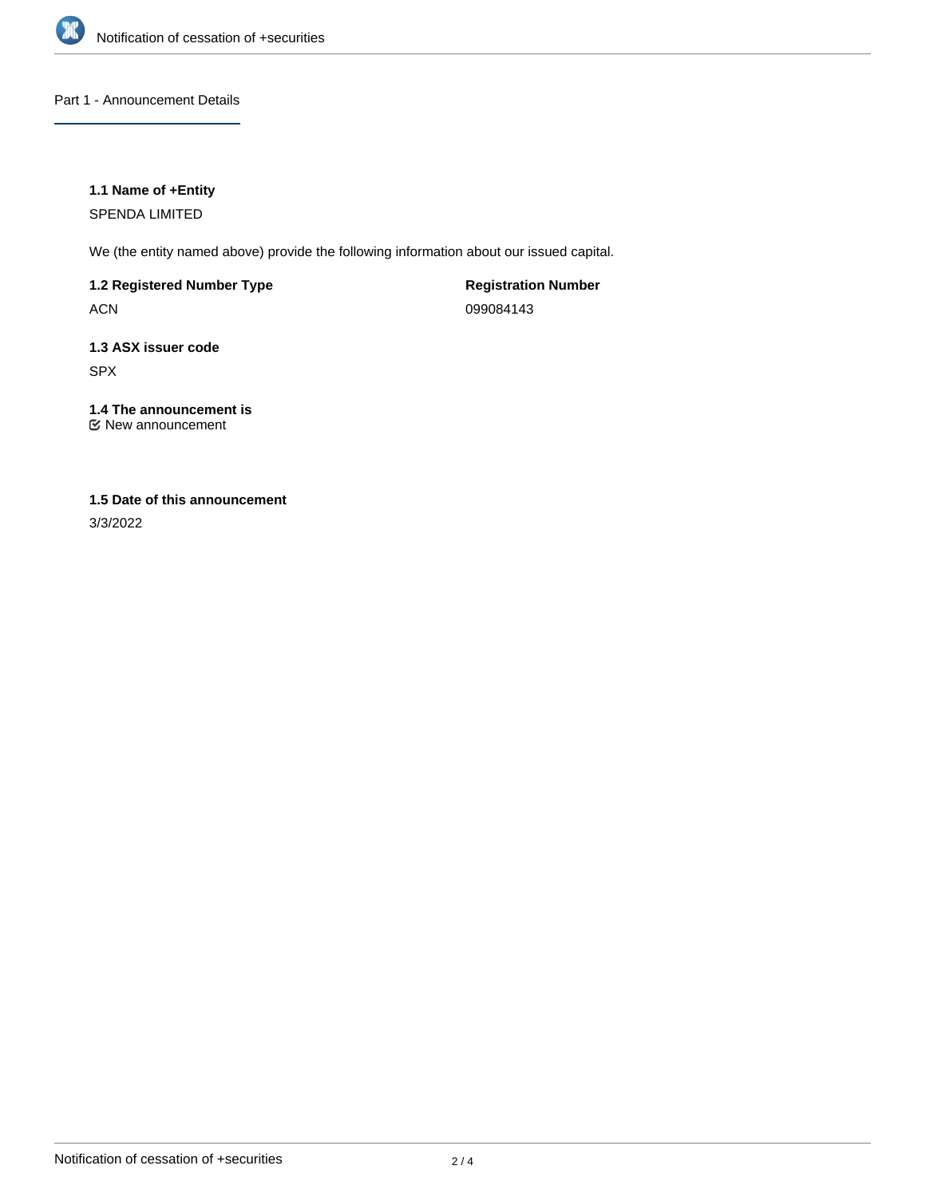## Part 1 - Announcement Details

**1.1 Name of +Entity**

SPENDA LIMITED

We (the entity named above) provide the following information about our issued capital.

**1.2 Registered Number Type**

ACN

**Registration Number**

099084143

**1.3 ASX issuer code**

SPX

**1.4 The announcement is**

☑ New announcement

**1.5 Date of this announcement**

3/3/2022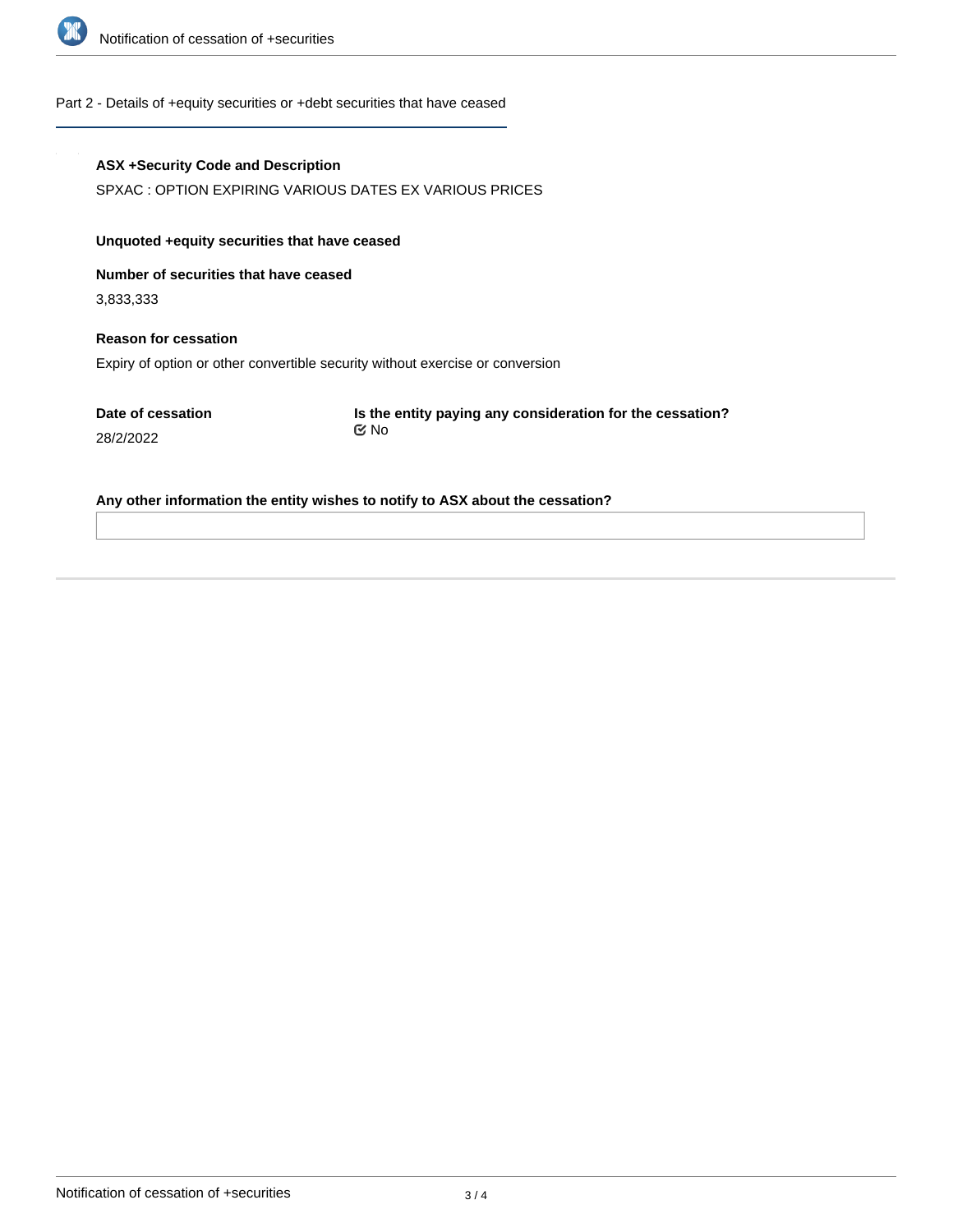## Part 2 - Details of +equity securities or +debt securities that have ceased

**ASX +Security Code and Description**

SPXAC : OPTION EXPIRING VARIOUS DATES EX VARIOUS PRICES

**Unquoted +equity securities that have ceased**

**Number of securities that have ceased**

3,833,333

**Reason for cessation**

Expiry of option or other convertible security without exercise or conversion

**Date of cessation**

28/2/2022

**Is the entity paying any consideration for the cessation?**

No

**Any other information the entity wishes to notify to ASX about the cessation?**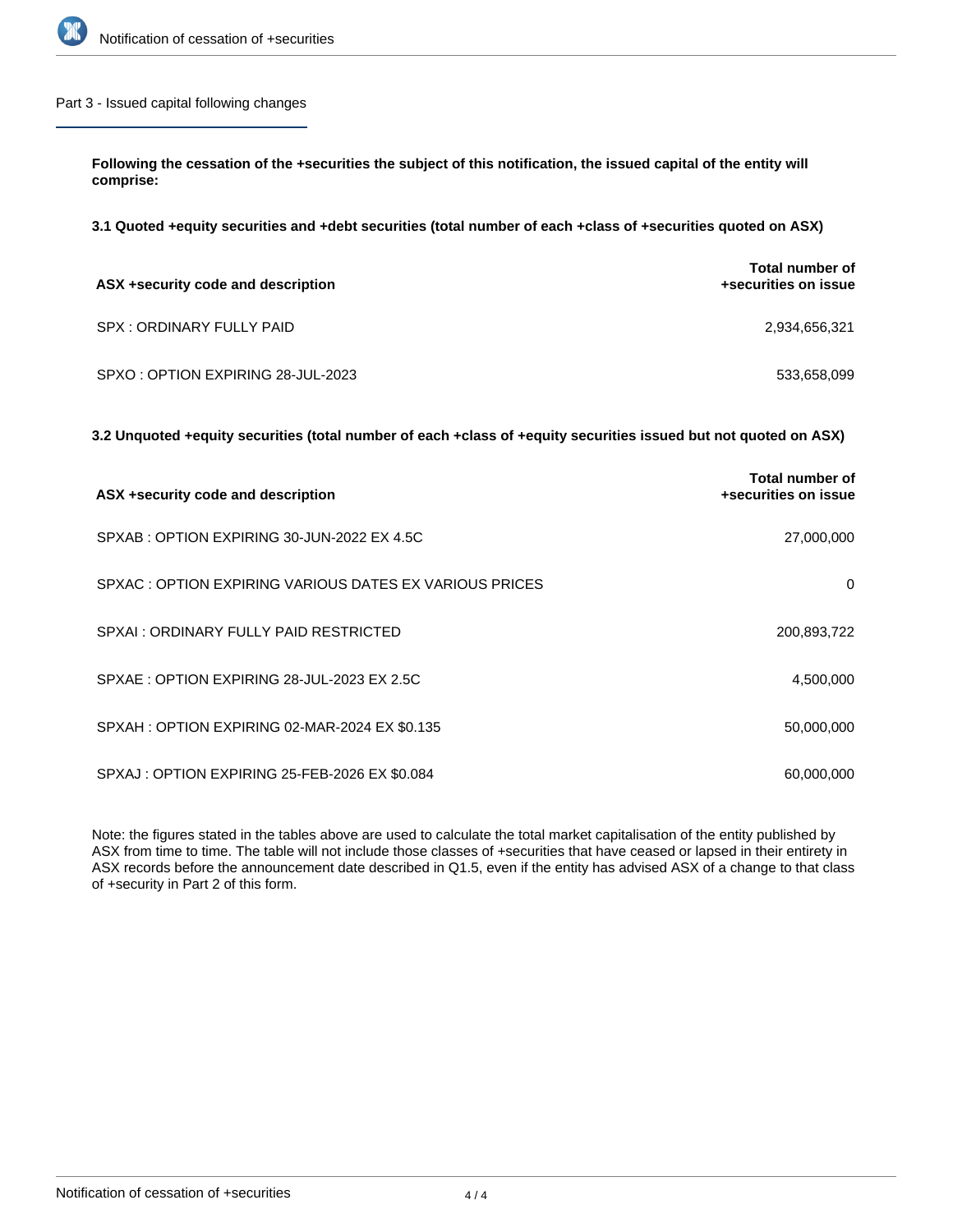## Part 3 - Issued capital following changes

**Following the cessation of the +securities the subject of this notification, the issued capital of the entity will comprise:**

**3.1 Quoted +equity securities and +debt securities (total number of each +class of +securities quoted on ASX)**

| ASX +security code and description | Total number of +securities on issue |
|---|---|
| SPX : ORDINARY FULLY PAID | 2,934,656,321 |
| SPXO : OPTION EXPIRING 28-JUL-2023 | 533,658,099 |

**3.2 Unquoted +equity securities (total number of each +class of +equity securities issued but not quoted on ASX)**

| ASX +security code and description | Total number of +securities on issue |
|---|---|
| SPXAB : OPTION EXPIRING 30-JUN-2022 EX 4.5C | 27,000,000 |
| SPXAC : OPTION EXPIRING VARIOUS DATES EX VARIOUS PRICES | 0 |
| SPXAI : ORDINARY FULLY PAID RESTRICTED | 200,893,722 |
| SPXAE : OPTION EXPIRING 28-JUL-2023 EX 2.5C | 4,500,000 |
| SPXAH : OPTION EXPIRING 02-MAR-2024 EX $0.135 | 50,000,000 |
| SPXAJ : OPTION EXPIRING 25-FEB-2026 EX $0.084 | 60,000,000 |

Note: the figures stated in the tables above are used to calculate the total market capitalisation of the entity published by ASX from time to time. The table will not include those classes of +securities that have ceased or lapsed in their entirety in ASX records before the announcement date described in Q1.5, even if the entity has advised ASX of a change to that class of +security in Part 2 of this form.